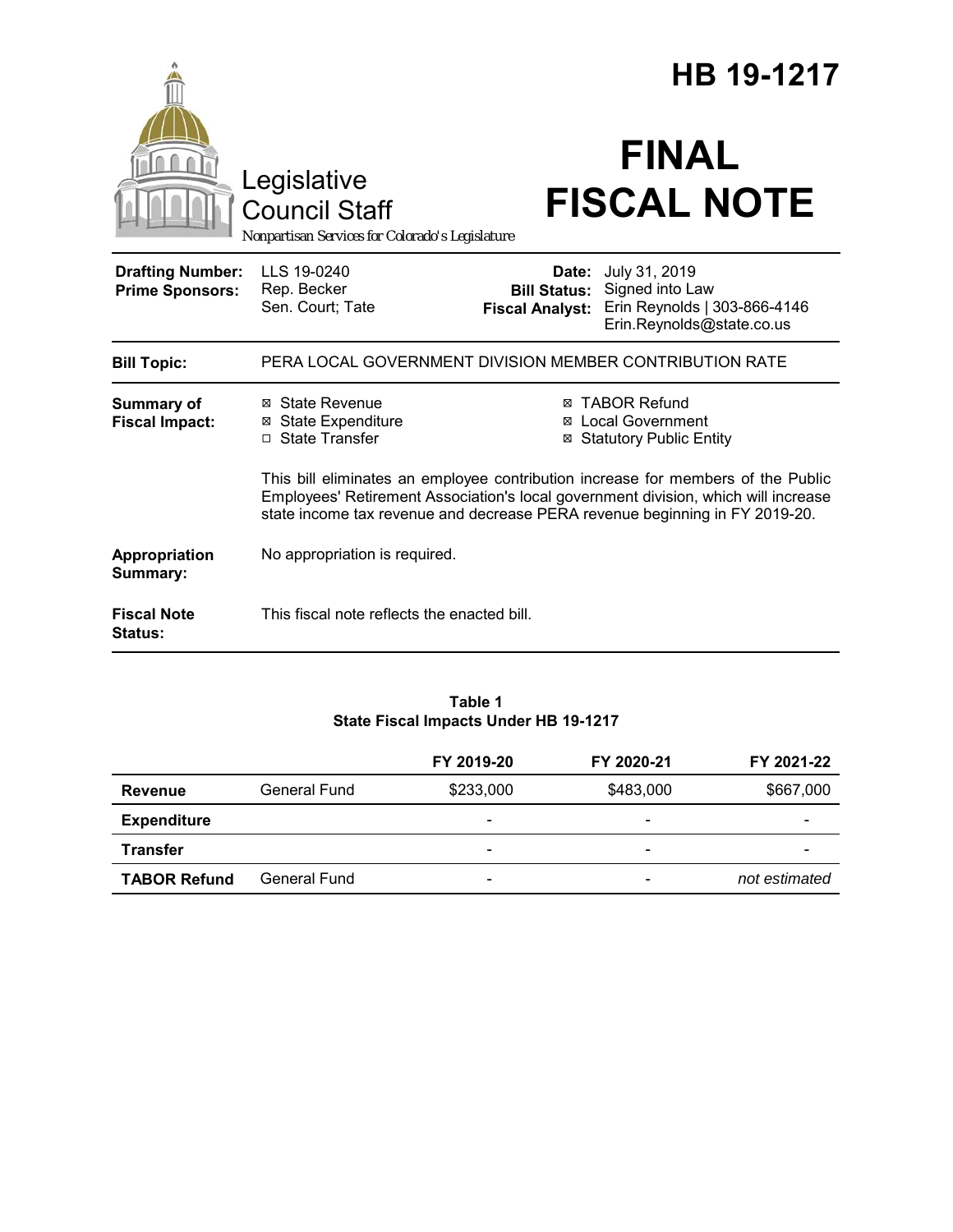# HB 19-1217

Legislative Council Staff

*Nonpartisan Services for Colorado's Legislature*

# FINAL FISCAL NOTE

| | | | |
|---|---|---|---|
| **Drafting Number:** | LLS 19-0240 | **Date:** | July 31, 2019 |
| **Prime Sponsors:** | Rep. Becker<br>Sen. Court; Tate | **Bill Status:** | Signed into Law |
| | | **Fiscal Analyst:** | Erin Reynolds \| 303-866-4146<br>Erin.Reynolds@state.co.us |

**Bill Topic:** PERA LOCAL GOVERNMENT DIVISION MEMBER CONTRIBUTION RATE

**Summary of Fiscal Impact:**

- ☒ State Revenue
- ☒ State Expenditure
- ☐ State Transfer
- ☒ TABOR Refund
- ☒ Local Government
- ☒ Statutory Public Entity

This bill eliminates an employee contribution increase for members of the Public Employees' Retirement Association's local government division, which will increase state income tax revenue and decrease PERA revenue beginning in FY 2019-20.

**Appropriation Summary:** No appropriation is required.

**Fiscal Note Status:** This fiscal note reflects the enacted bill.

**Table 1**
**State Fiscal Impacts Under HB 19-1217**

| | | FY 2019-20 | FY 2020-21 | FY 2021-22 |
|---|---|---|---|---|
| **Revenue** | General Fund | $233,000 | $483,000 | $667,000 |
| **Expenditure** | | - | - | - |
| **Transfer** | | - | - | - |
| **TABOR Refund** | General Fund | - | - | *not estimated* |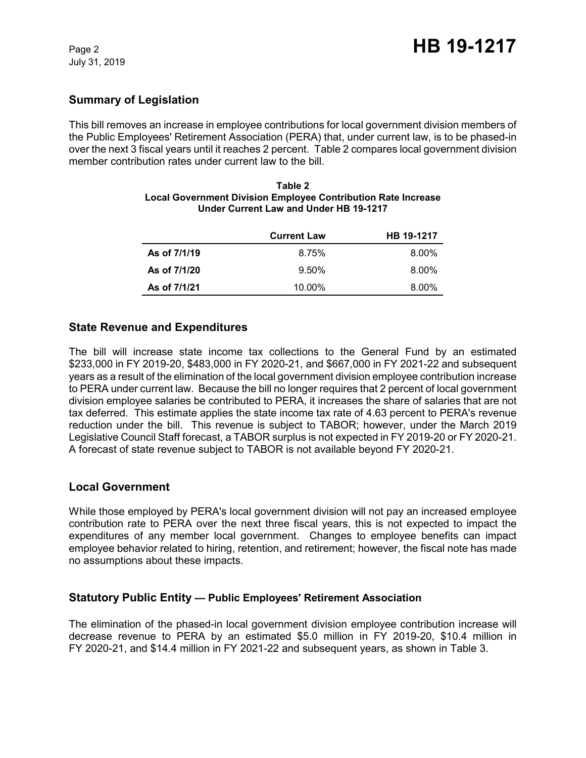## Summary of Legislation

This bill removes an increase in employee contributions for local government division members of the Public Employees' Retirement Association (PERA) that, under current law, is to be phased-in over the next 3 fiscal years until it reaches 2 percent. Table 2 compares local government division member contribution rates under current law to the bill.

**Table 2**
**Local Government Division Employee Contribution Rate Increase Under Current Law and Under HB 19-1217**

| | Current Law | HB 19-1217 |
|---|---|---|
| **As of 7/1/19** | 8.75% | 8.00% |
| **As of 7/1/20** | 9.50% | 8.00% |
| **As of 7/1/21** | 10.00% | 8.00% |

## State Revenue and Expenditures

The bill will increase state income tax collections to the General Fund by an estimated $233,000 in FY 2019-20, $483,000 in FY 2020-21, and $667,000 in FY 2021-22 and subsequent years as a result of the elimination of the local government division employee contribution increase to PERA under current law. Because the bill no longer requires that 2 percent of local government division employee salaries be contributed to PERA, it increases the share of salaries that are not tax deferred. This estimate applies the state income tax rate of 4.63 percent to PERA's revenue reduction under the bill. This revenue is subject to TABOR; however, under the March 2019 Legislative Council Staff forecast, a TABOR surplus is not expected in FY 2019-20 or FY 2020-21. A forecast of state revenue subject to TABOR is not available beyond FY 2020-21.

## Local Government

While those employed by PERA's local government division will not pay an increased employee contribution rate to PERA over the next three fiscal years, this is not expected to impact the expenditures of any member local government. Changes to employee benefits can impact employee behavior related to hiring, retention, and retirement; however, the fiscal note has made no assumptions about these impacts.

## Statutory Public Entity — Public Employees' Retirement Association

The elimination of the phased-in local government division employee contribution increase will decrease revenue to PERA by an estimated $5.0 million in FY 2019-20, $10.4 million in FY 2020-21, and $14.4 million in FY 2021-22 and subsequent years, as shown in Table 3.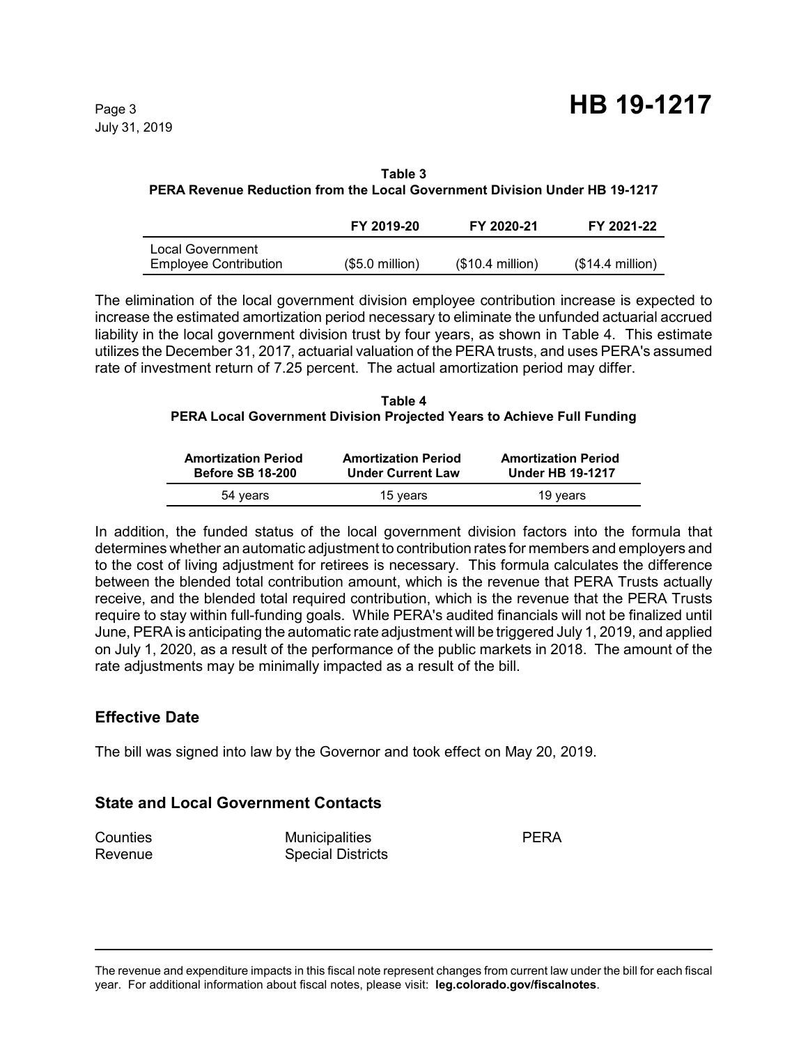**Table 3**
**PERA Revenue Reduction from the Local Government Division Under HB 19-1217**

| | FY 2019-20 | FY 2020-21 | FY 2021-22 |
|---|---|---|---|
| Local Government Employee Contribution | ($5.0 million) | ($10.4 million) | ($14.4 million) |

The elimination of the local government division employee contribution increase is expected to increase the estimated amortization period necessary to eliminate the unfunded actuarial accrued liability in the local government division trust by four years, as shown in Table 4. This estimate utilizes the December 31, 2017, actuarial valuation of the PERA trusts, and uses PERA's assumed rate of investment return of 7.25 percent. The actual amortization period may differ.

**Table 4**
**PERA Local Government Division Projected Years to Achieve Full Funding**

| Amortization Period Before SB 18-200 | Amortization Period Under Current Law | Amortization Period Under HB 19-1217 |
|---|---|---|
| 54 years | 15 years | 19 years |

In addition, the funded status of the local government division factors into the formula that determines whether an automatic adjustment to contribution rates for members and employers and to the cost of living adjustment for retirees is necessary. This formula calculates the difference between the blended total contribution amount, which is the revenue that PERA Trusts actually receive, and the blended total required contribution, which is the revenue that the PERA Trusts require to stay within full-funding goals. While PERA's audited financials will not be finalized until June, PERA is anticipating the automatic rate adjustment will be triggered July 1, 2019, and applied on July 1, 2020, as a result of the performance of the public markets in 2018. The amount of the rate adjustments may be minimally impacted as a result of the bill.

## Effective Date

The bill was signed into law by the Governor and took effect on May 20, 2019.

## State and Local Government Contacts

| | | |
|---|---|---|
| Counties | Municipalities | PERA |
| Revenue | Special Districts | |

The revenue and expenditure impacts in this fiscal note represent changes from current law under the bill for each fiscal year. For additional information about fiscal notes, please visit: **leg.colorado.gov/fiscalnotes**.